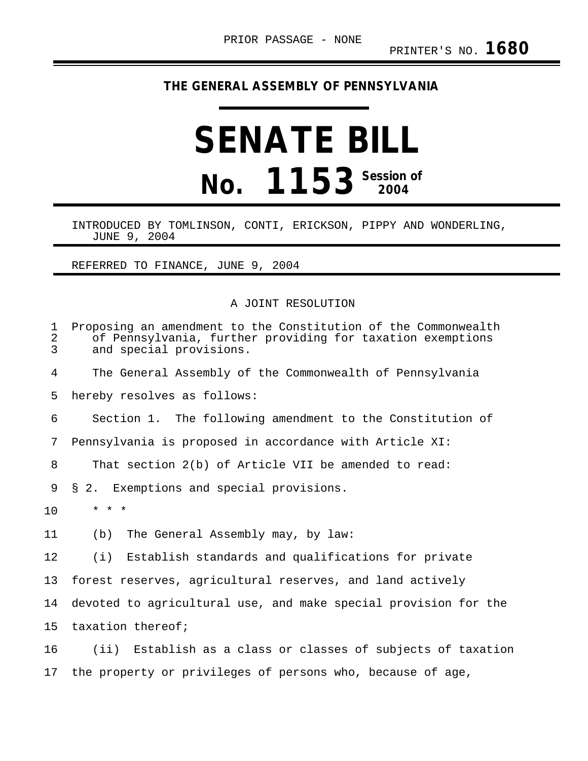PRIOR PASSAGE - NONE

PRINTER'S NO. **1680**

**THE GENERAL ASSEMBLY OF PENNSYLVANIA**

# SENATE BILL

# No. 1153 Session of 2004

INTRODUCED BY TOMLINSON, CONTI, ERICKSON, PIPPY AND WONDERLING, JUNE 9, 2004

REFERRED TO FINANCE, JUNE 9, 2004

A JOINT RESOLUTION

Proposing an amendment to the Constitution of the Commonwealth of Pennsylvania, further providing for taxation exemptions and special provisions.

The General Assembly of the Commonwealth of Pennsylvania hereby resolves as follows:

Section 1. The following amendment to the Constitution of Pennsylvania is proposed in accordance with Article XI:

That section 2(b) of Article VII be amended to read:

§ 2. Exemptions and special provisions.

\* \* \*

(b) The General Assembly may, by law:

(i) Establish standards and qualifications for private forest reserves, agricultural reserves, and land actively devoted to agricultural use, and make special provision for the taxation thereof;

(ii) Establish as a class or classes of subjects of taxation the property or privileges of persons who, because of age,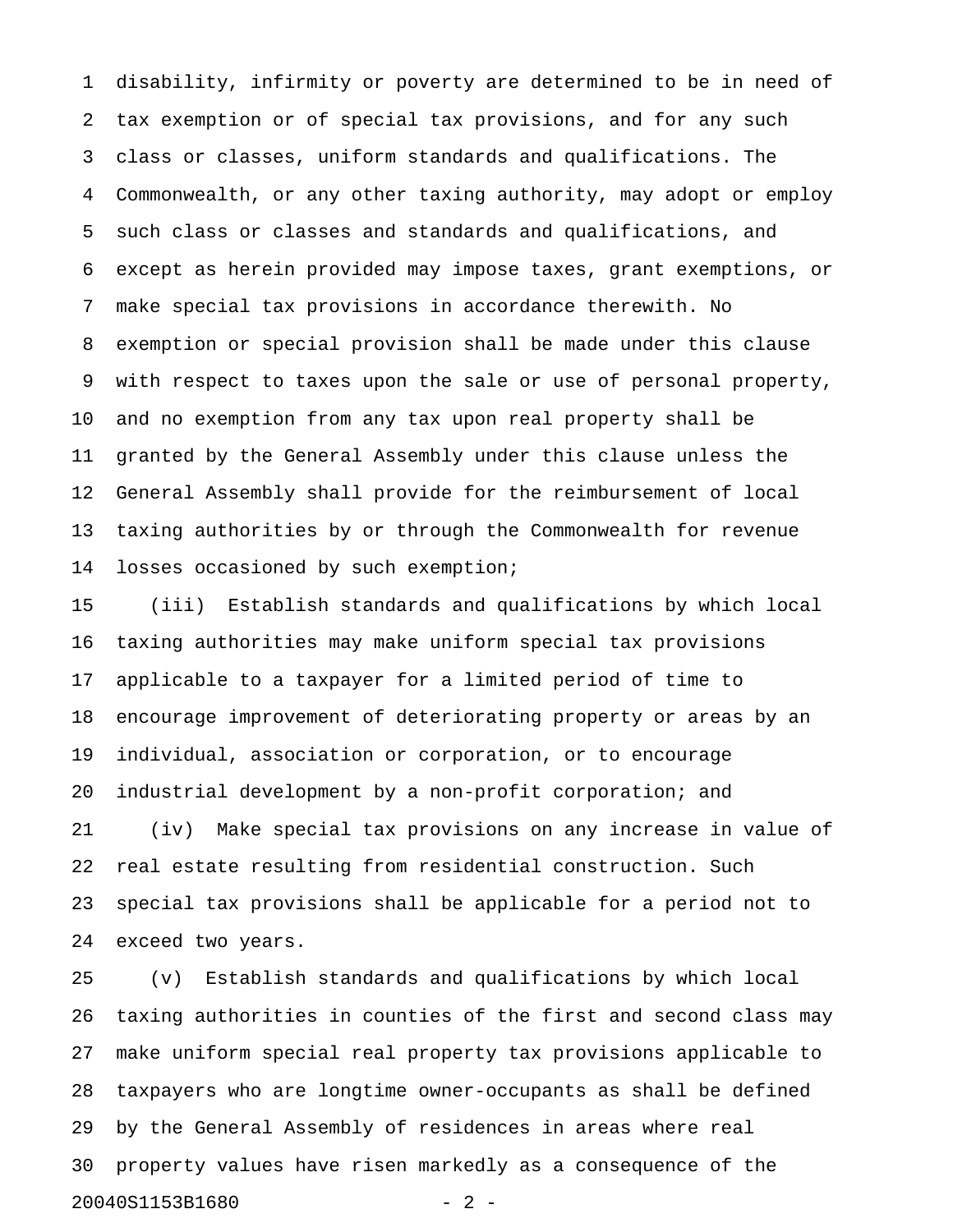disability, infirmity or poverty are determined to be in need of tax exemption or of special tax provisions, and for any such class or classes, uniform standards and qualifications. The Commonwealth, or any other taxing authority, may adopt or employ such class or classes and standards and qualifications, and except as herein provided may impose taxes, grant exemptions, or make special tax provisions in accordance therewith. No exemption or special provision shall be made under this clause with respect to taxes upon the sale or use of personal property, and no exemption from any tax upon real property shall be granted by the General Assembly under this clause unless the General Assembly shall provide for the reimbursement of local taxing authorities by or through the Commonwealth for revenue losses occasioned by such exemption;

(iii) Establish standards and qualifications by which local taxing authorities may make uniform special tax provisions applicable to a taxpayer for a limited period of time to encourage improvement of deteriorating property or areas by an individual, association or corporation, or to encourage industrial development by a non-profit corporation; and

(iv) Make special tax provisions on any increase in value of real estate resulting from residential construction. Such special tax provisions shall be applicable for a period not to exceed two years.

(v) Establish standards and qualifications by which local taxing authorities in counties of the first and second class may make uniform special real property tax provisions applicable to taxpayers who are longtime owner-occupants as shall be defined by the General Assembly of residences in areas where real property values have risen markedly as a consequence of the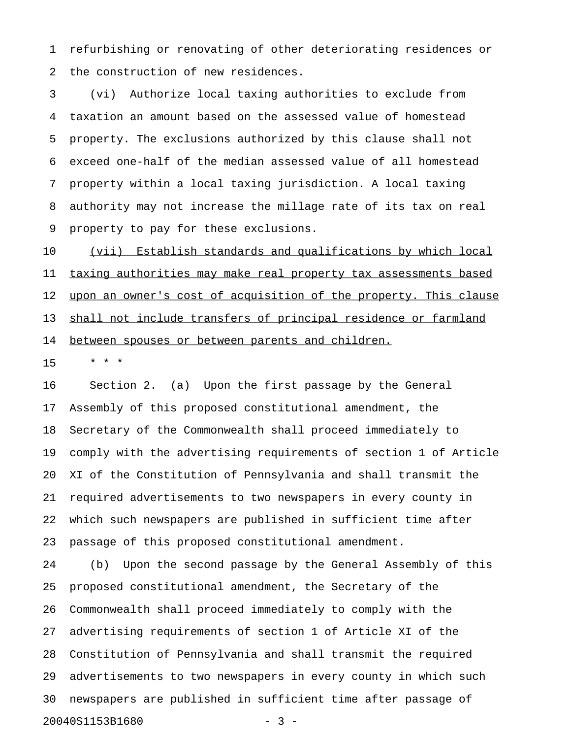refurbishing or renovating of other deteriorating residences or the construction of new residences.

(vi) Authorize local taxing authorities to exclude from taxation an amount based on the assessed value of homestead property. The exclusions authorized by this clause shall not exceed one-half of the median assessed value of all homestead property within a local taxing jurisdiction. A local taxing authority may not increase the millage rate of its tax on real property to pay for these exclusions.

<u>(vii) Establish standards and qualifications by which local taxing authorities may make real property tax assessments based upon an owner's cost of acquisition of the property. This clause shall not include transfers of principal residence or farmland between spouses or between parents and children.</u>

\* \* \*

Section 2. (a) Upon the first passage by the General Assembly of this proposed constitutional amendment, the Secretary of the Commonwealth shall proceed immediately to comply with the advertising requirements of section 1 of Article XI of the Constitution of Pennsylvania and shall transmit the required advertisements to two newspapers in every county in which such newspapers are published in sufficient time after passage of this proposed constitutional amendment.

(b) Upon the second passage by the General Assembly of this proposed constitutional amendment, the Secretary of the Commonwealth shall proceed immediately to comply with the advertising requirements of section 1 of Article XI of the Constitution of Pennsylvania and shall transmit the required advertisements to two newspapers in every county in which such newspapers are published in sufficient time after passage of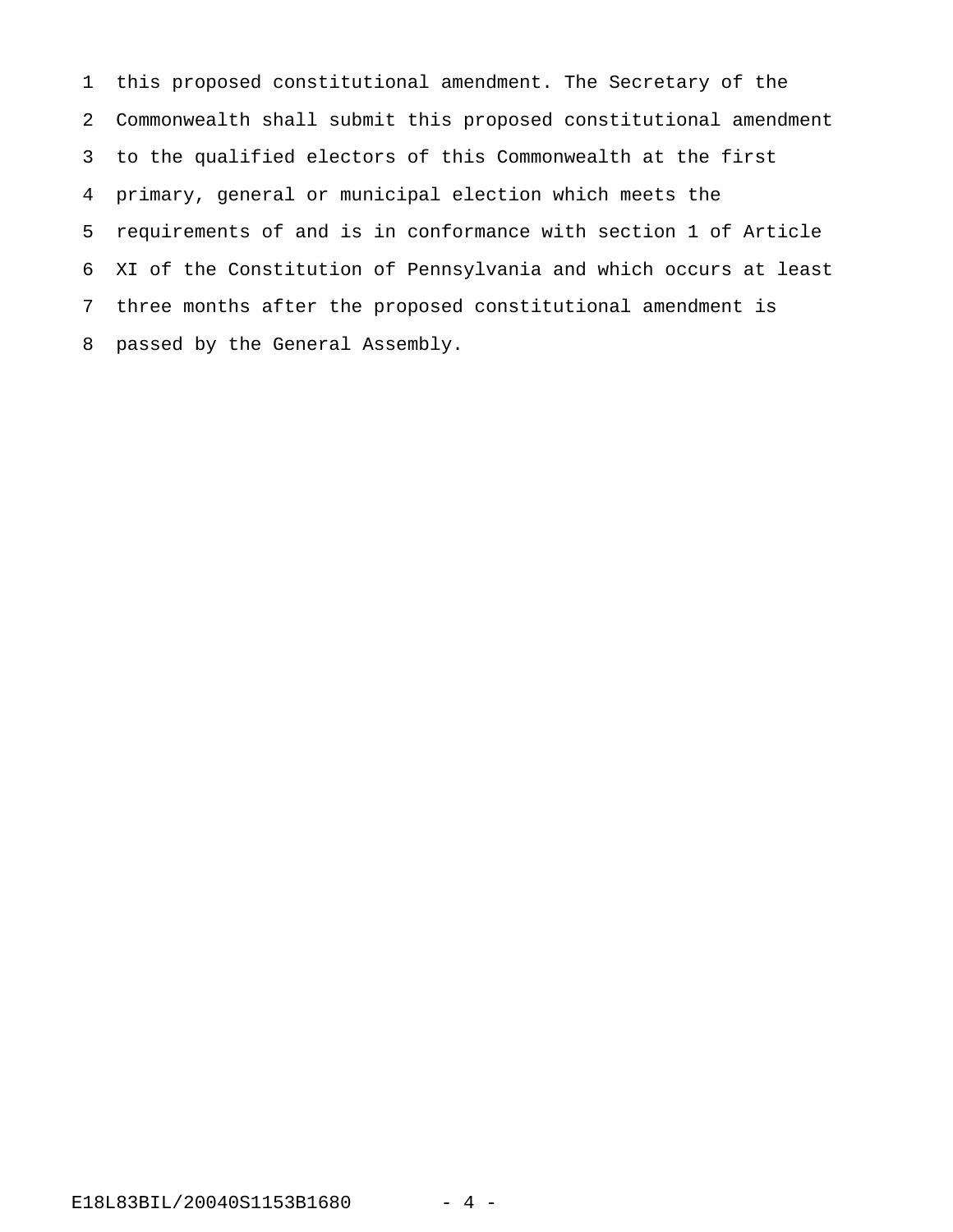this proposed constitutional amendment. The Secretary of the Commonwealth shall submit this proposed constitutional amendment to the qualified electors of this Commonwealth at the first primary, general or municipal election which meets the requirements of and is in conformance with section 1 of Article XI of the Constitution of Pennsylvania and which occurs at least three months after the proposed constitutional amendment is passed by the General Assembly.